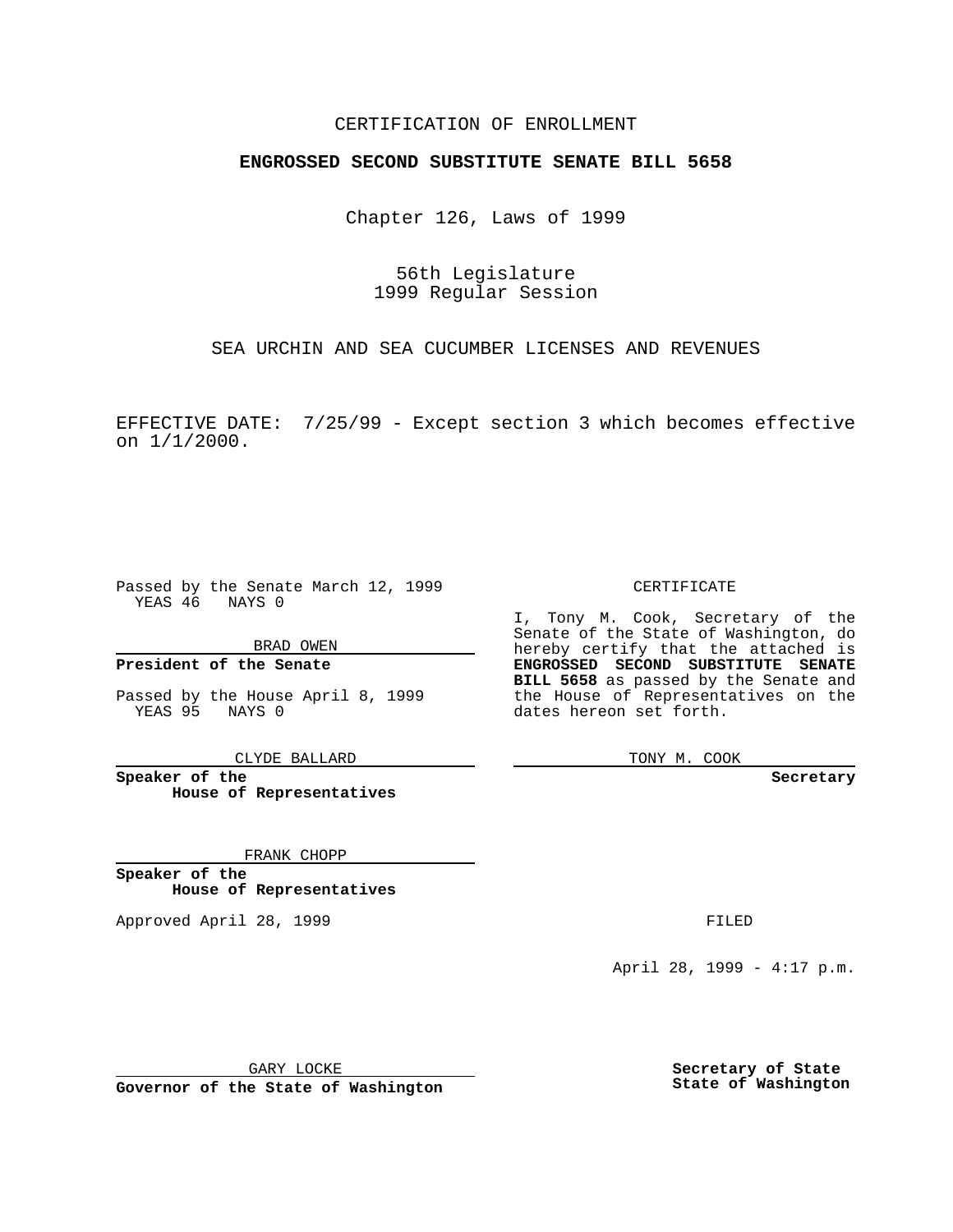CERTIFICATION OF ENROLLMENT

**ENGROSSED SECOND SUBSTITUTE SENATE BILL 5658**

Chapter 126, Laws of 1999

56th Legislature
1999 Regular Session

SEA URCHIN AND SEA CUCUMBER LICENSES AND REVENUES

EFFECTIVE DATE: 7/25/99 - Except section 3 which becomes effective on 1/1/2000.

Passed by the Senate March 12, 1999
YEAS 46 NAYS 0

BRAD OWEN

**President of the Senate**

Passed by the House April 8, 1999
YEAS 95 NAYS 0

CLYDE BALLARD

**Speaker of the House of Representatives**

FRANK CHOPP

**Speaker of the House of Representatives**

Approved April 28, 1999

GARY LOCKE

**Governor of the State of Washington**

CERTIFICATE

I, Tony M. Cook, Secretary of the Senate of the State of Washington, do hereby certify that the attached is **ENGROSSED SECOND SUBSTITUTE SENATE BILL 5658** as passed by the Senate and the House of Representatives on the dates hereon set forth.

TONY M. COOK

**Secretary**

FILED

April 28, 1999 - 4:17 p.m.

**Secretary of State**
**State of Washington**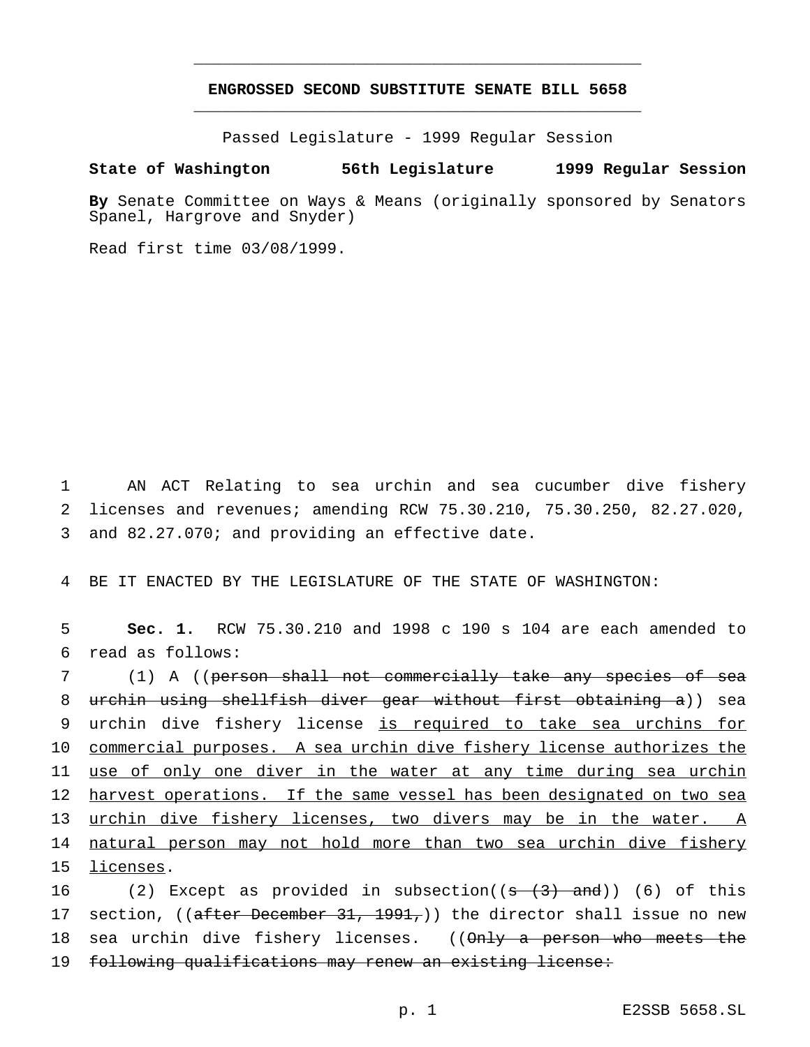**ENGROSSED SECOND SUBSTITUTE SENATE BILL 5658**

Passed Legislature - 1999 Regular Session

**State of Washington 56th Legislature 1999 Regular Session**

**By** Senate Committee on Ways & Means (originally sponsored by Senators Spanel, Hargrove and Snyder)

Read first time 03/08/1999.

1 AN ACT Relating to sea urchin and sea cucumber dive fishery
2 licenses and revenues; amending RCW 75.30.210, 75.30.250, 82.27.020,
3 and 82.27.070; and providing an effective date.

4 BE IT ENACTED BY THE LEGISLATURE OF THE STATE OF WASHINGTON:

5 **Sec. 1.** RCW 75.30.210 and 1998 c 190 s 104 are each amended to
6 read as follows:

7 (1) A ((~~person shall not commercially take any species of sea~~
8 ~~urchin using shellfish diver gear without first obtaining a~~)) sea
9 urchin dive fishery license is required to take sea urchins for
10 commercial purposes. A sea urchin dive fishery license authorizes the
11 use of only one diver in the water at any time during sea urchin
12 harvest operations. If the same vessel has been designated on two sea
13 urchin dive fishery licenses, two divers may be in the water. A
14 natural person may not hold more than two sea urchin dive fishery
15 licenses.

16 (2) Except as provided in subsection((~~s (3) and~~)) (6) of this
17 section, ((~~after December 31, 1991,~~)) the director shall issue no new
18 sea urchin dive fishery licenses. ((~~Only a person who meets the~~
19 ~~following qualifications may renew an existing license:~~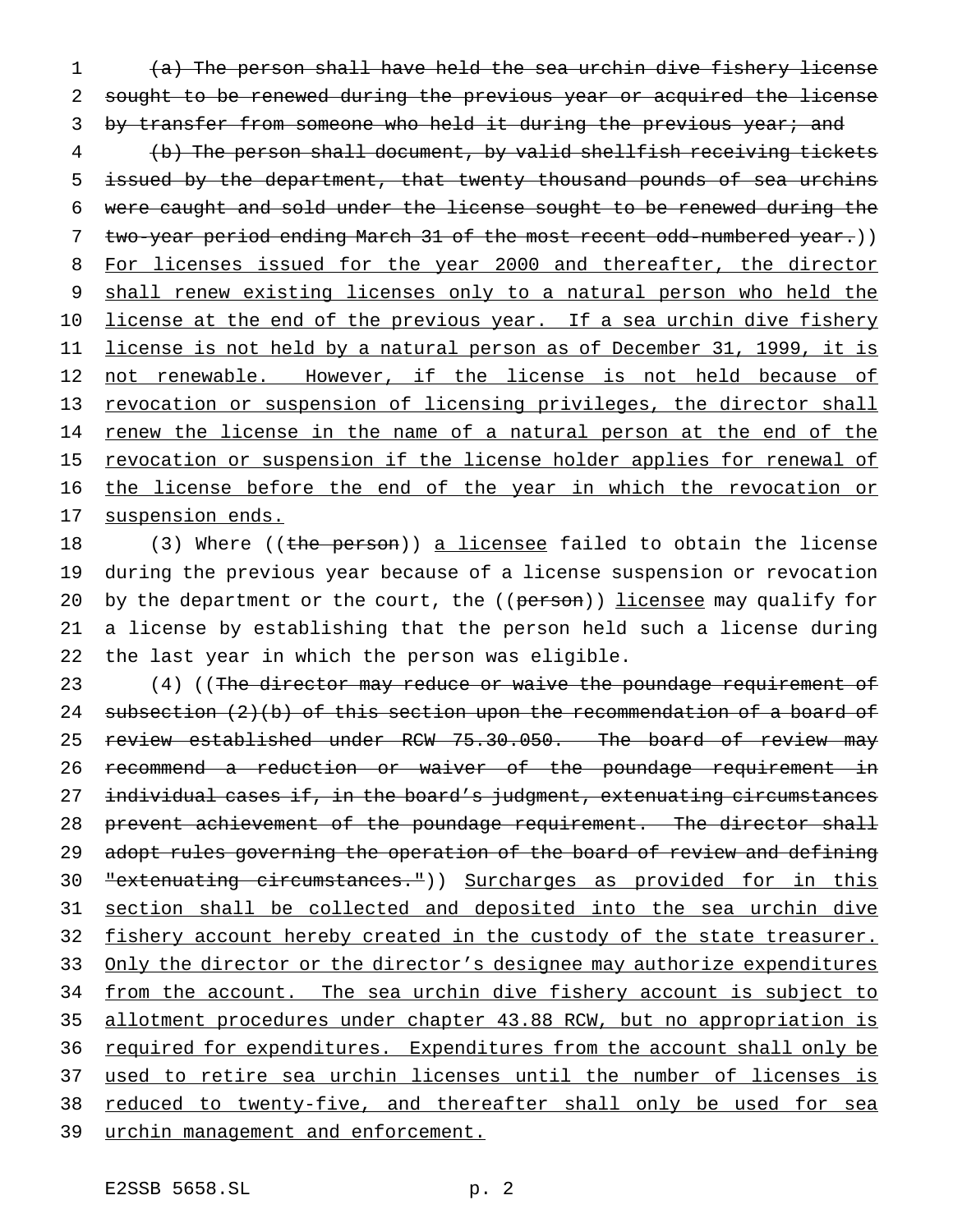~~(a) The person shall have held the sea urchin dive fishery license sought to be renewed during the previous year or acquired the license by transfer from someone who held it during the previous year; and~~

~~(b) The person shall document, by valid shellfish receiving tickets issued by the department, that twenty thousand pounds of sea urchins were caught and sold under the license sought to be renewed during the two-year period ending March 31 of the most recent odd-numbered year.~~)) For licenses issued for the year 2000 and thereafter, the director shall renew existing licenses only to a natural person who held the license at the end of the previous year. If a sea urchin dive fishery license is not held by a natural person as of December 31, 1999, it is not renewable. However, if the license is not held because of revocation or suspension of licensing privileges, the director shall renew the license in the name of a natural person at the end of the revocation or suspension if the license holder applies for renewal of the license before the end of the year in which the revocation or suspension ends.

(3) Where ((~~the person~~)) a licensee failed to obtain the license during the previous year because of a license suspension or revocation by the department or the court, the ((~~person~~)) licensee may qualify for a license by establishing that the person held such a license during the last year in which the person was eligible.

(4) ((~~The director may reduce or waive the poundage requirement of subsection (2)(b) of this section upon the recommendation of a board of review established under RCW 75.30.050. The board of review may recommend a reduction or waiver of the poundage requirement in individual cases if, in the board's judgment, extenuating circumstances prevent achievement of the poundage requirement. The director shall adopt rules governing the operation of the board of review and defining "extenuating circumstances."~~)) Surcharges as provided for in this section shall be collected and deposited into the sea urchin dive fishery account hereby created in the custody of the state treasurer. Only the director or the director's designee may authorize expenditures from the account. The sea urchin dive fishery account is subject to allotment procedures under chapter 43.88 RCW, but no appropriation is required for expenditures. Expenditures from the account shall only be used to retire sea urchin licenses until the number of licenses is reduced to twenty-five, and thereafter shall only be used for sea urchin management and enforcement.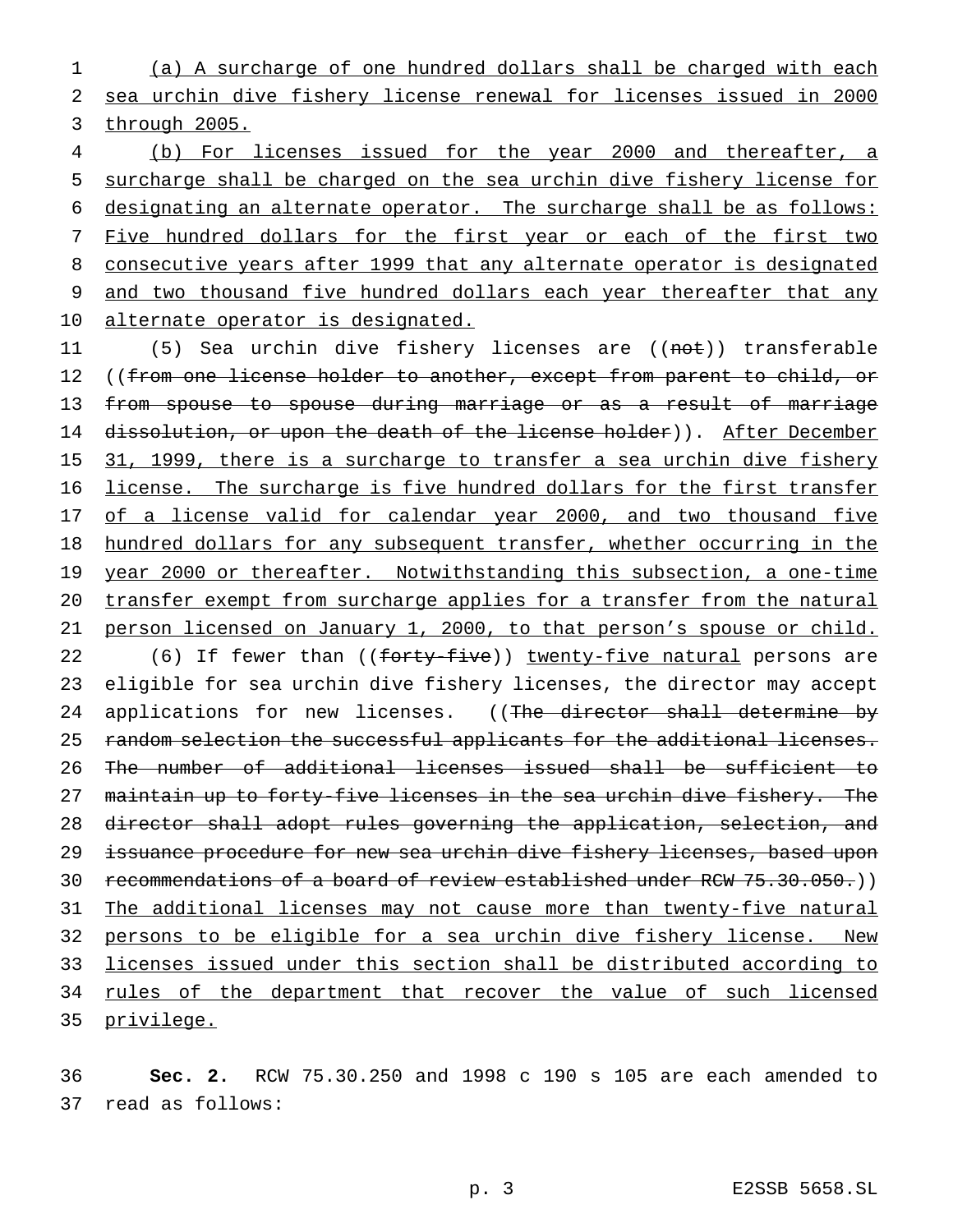(a) A surcharge of one hundred dollars shall be charged with each sea urchin dive fishery license renewal for licenses issued in 2000 through 2005.

(b) For licenses issued for the year 2000 and thereafter, a surcharge shall be charged on the sea urchin dive fishery license for designating an alternate operator. The surcharge shall be as follows: Five hundred dollars for the first year or each of the first two consecutive years after 1999 that any alternate operator is designated and two thousand five hundred dollars each year thereafter that any alternate operator is designated.

(5) Sea urchin dive fishery licenses are ((~~not~~)) transferable ((~~from one license holder to another, except from parent to child, or from spouse to spouse during marriage or as a result of marriage dissolution, or upon the death of the license holder~~)). After December 31, 1999, there is a surcharge to transfer a sea urchin dive fishery license. The surcharge is five hundred dollars for the first transfer of a license valid for calendar year 2000, and two thousand five hundred dollars for any subsequent transfer, whether occurring in the year 2000 or thereafter. Notwithstanding this subsection, a one-time transfer exempt from surcharge applies for a transfer from the natural person licensed on January 1, 2000, to that person's spouse or child.

(6) If fewer than ((~~forty-five~~)) twenty-five natural persons are eligible for sea urchin dive fishery licenses, the director may accept applications for new licenses. ((~~The director shall determine by random selection the successful applicants for the additional licenses. The number of additional licenses issued shall be sufficient to maintain up to forty-five licenses in the sea urchin dive fishery. The director shall adopt rules governing the application, selection, and issuance procedure for new sea urchin dive fishery licenses, based upon recommendations of a board of review established under RCW 75.30.050.~~)) The additional licenses may not cause more than twenty-five natural persons to be eligible for a sea urchin dive fishery license. New licenses issued under this section shall be distributed according to rules of the department that recover the value of such licensed privilege.

**Sec. 2.** RCW 75.30.250 and 1998 c 190 s 105 are each amended to read as follows: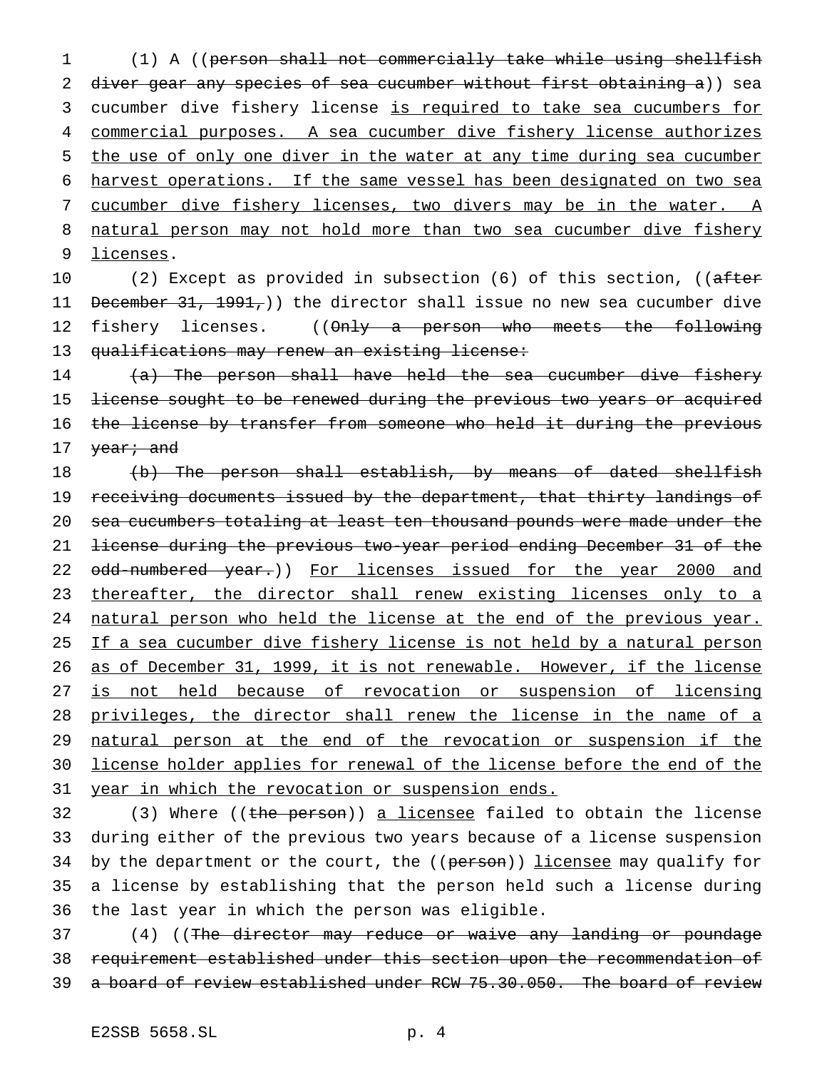(1) A ((~~person shall not commercially take while using shellfish diver gear any species of sea cucumber without first obtaining a~~)) sea cucumber dive fishery license <u>is required to take sea cucumbers for commercial purposes. A sea cucumber dive fishery license authorizes the use of only one diver in the water at any time during sea cucumber harvest operations. If the same vessel has been designated on two sea cucumber dive fishery licenses, two divers may be in the water. A natural person may not hold more than two sea cucumber dive fishery licenses</u>.

(2) Except as provided in subsection (6) of this section, ((~~after December 31, 1991,~~)) the director shall issue no new sea cucumber dive fishery licenses. ((~~Only a person who meets the following qualifications may renew an existing license:~~

~~(a) The person shall have held the sea cucumber dive fishery license sought to be renewed during the previous two years or acquired the license by transfer from someone who held it during the previous year; and~~

~~(b) The person shall establish, by means of dated shellfish receiving documents issued by the department, that thirty landings of sea cucumbers totaling at least ten thousand pounds were made under the license during the previous two-year period ending December 31 of the odd-numbered year.~~)) <u>For licenses issued for the year 2000 and thereafter, the director shall renew existing licenses only to a natural person who held the license at the end of the previous year. If a sea cucumber dive fishery license is not held by a natural person as of December 31, 1999, it is not renewable. However, if the license is not held because of revocation or suspension of licensing privileges, the director shall renew the license in the name of a natural person at the end of the revocation or suspension if the license holder applies for renewal of the license before the end of the year in which the revocation or suspension ends.</u>

(3) Where ((~~the person~~)) <u>a licensee</u> failed to obtain the license during either of the previous two years because of a license suspension by the department or the court, the ((~~person~~)) <u>licensee</u> may qualify for a license by establishing that the person held such a license during the last year in which the person was eligible.

(4) ((~~The director may reduce or waive any landing or poundage requirement established under this section upon the recommendation of a board of review established under RCW 75.30.050. The board of review~~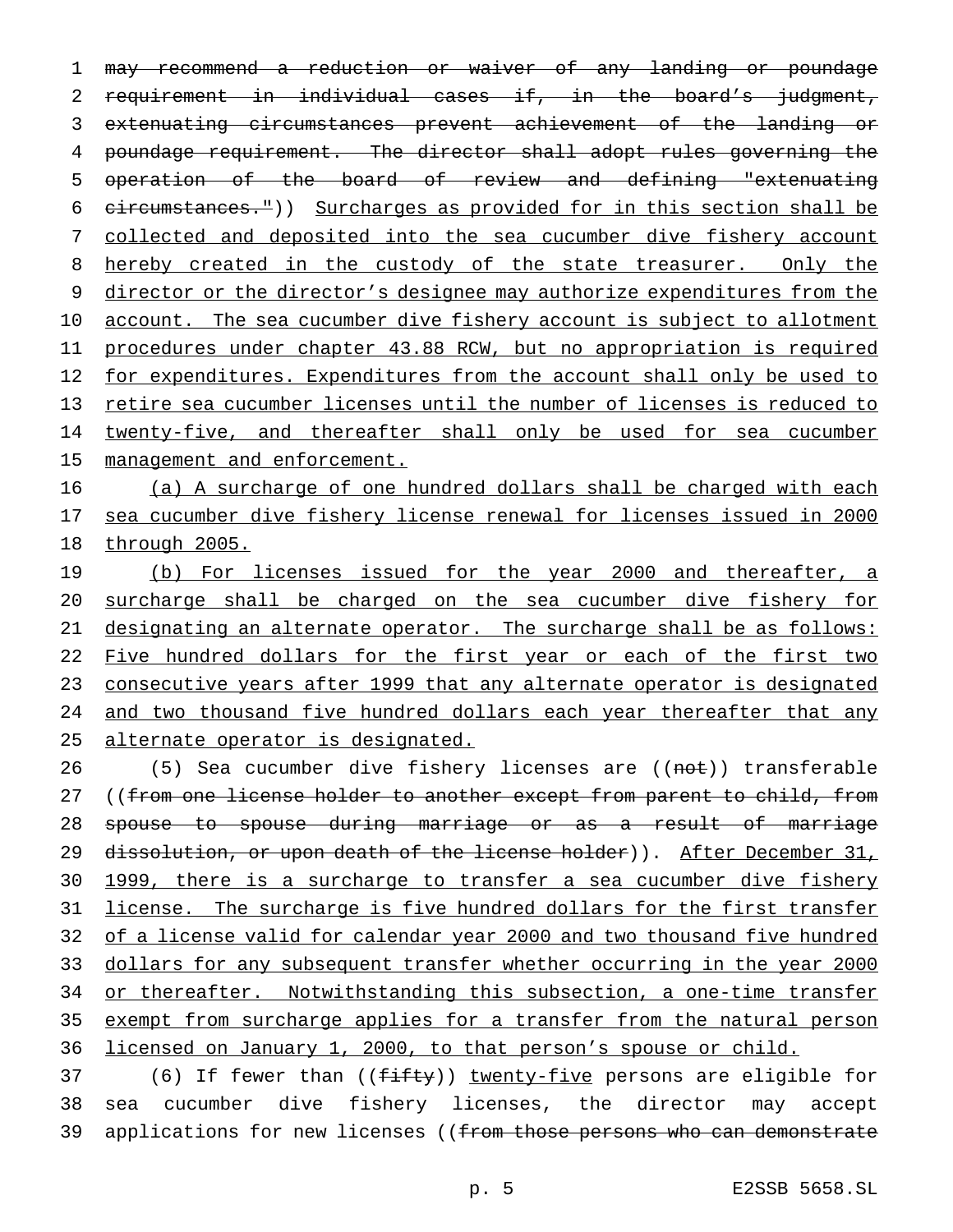~~may recommend a reduction or waiver of any landing or poundage requirement in individual cases if, in the board's judgment, extenuating circumstances prevent achievement of the landing or poundage requirement. The director shall adopt rules governing the operation of the board of review and defining "extenuating circumstances."~~)) <u>Surcharges as provided for in this section shall be collected and deposited into the sea cucumber dive fishery account hereby created in the custody of the state treasurer. Only the director or the director's designee may authorize expenditures from the account. The sea cucumber dive fishery account is subject to allotment procedures under chapter 43.88 RCW, but no appropriation is required for expenditures. Expenditures from the account shall only be used to retire sea cucumber licenses until the number of licenses is reduced to twenty-five, and thereafter shall only be used for sea cucumber management and enforcement.</u>

<u>(a) A surcharge of one hundred dollars shall be charged with each sea cucumber dive fishery license renewal for licenses issued in 2000 through 2005.</u>

<u>(b) For licenses issued for the year 2000 and thereafter, a surcharge shall be charged on the sea cucumber dive fishery for designating an alternate operator. The surcharge shall be as follows: Five hundred dollars for the first year or each of the first two consecutive years after 1999 that any alternate operator is designated and two thousand five hundred dollars each year thereafter that any alternate operator is designated.</u>

(5) Sea cucumber dive fishery licenses are ((~~not~~)) transferable ((~~from one license holder to another except from parent to child, from spouse to spouse during marriage or as a result of marriage dissolution, or upon death of the license holder~~)). <u>After December 31, 1999, there is a surcharge to transfer a sea cucumber dive fishery license. The surcharge is five hundred dollars for the first transfer of a license valid for calendar year 2000 and two thousand five hundred dollars for any subsequent transfer whether occurring in the year 2000 or thereafter. Notwithstanding this subsection, a one-time transfer exempt from surcharge applies for a transfer from the natural person licensed on January 1, 2000, to that person's spouse or child.</u>

(6) If fewer than ((~~fifty~~)) <u>twenty-five</u> persons are eligible for sea cucumber dive fishery licenses, the director may accept applications for new licenses ((~~from those persons who can demonstrate~~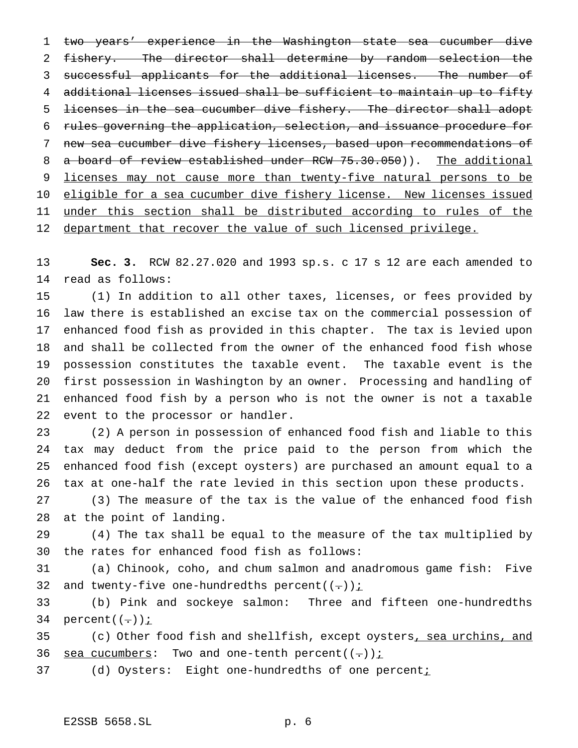~~two years' experience in the Washington state sea cucumber dive fishery. The director shall determine by random selection the successful applicants for the additional licenses. The number of additional licenses issued shall be sufficient to maintain up to fifty licenses in the sea cucumber dive fishery. The director shall adopt rules governing the application, selection, and issuance procedure for new sea cucumber dive fishery licenses, based upon recommendations of a board of review established under RCW 75.30.050~~)). <u>The additional licenses may not cause more than twenty-five natural persons to be eligible for a sea cucumber dive fishery license. New licenses issued under this section shall be distributed according to rules of the department that recover the value of such licensed privilege.</u>

**Sec. 3.** RCW 82.27.020 and 1993 sp.s. c 17 s 12 are each amended to read as follows:

(1) In addition to all other taxes, licenses, or fees provided by law there is established an excise tax on the commercial possession of enhanced food fish as provided in this chapter. The tax is levied upon and shall be collected from the owner of the enhanced food fish whose possession constitutes the taxable event. The taxable event is the first possession in Washington by an owner. Processing and handling of enhanced food fish by a person who is not the owner is not a taxable event to the processor or handler.

(2) A person in possession of enhanced food fish and liable to this tax may deduct from the price paid to the person from which the enhanced food fish (except oysters) are purchased an amount equal to a tax at one-half the rate levied in this section upon these products.

(3) The measure of the tax is the value of the enhanced food fish at the point of landing.

(4) The tax shall be equal to the measure of the tax multiplied by the rates for enhanced food fish as follows:

(a) Chinook, coho, and chum salmon and anadromous game fish: Five and twenty-five one-hundredths percent((~~.~~))<u>;</u>

(b) Pink and sockeye salmon: Three and fifteen one-hundredths percent((~~.~~))<u>;</u>

(c) Other food fish and shellfish, except oysters<u>, sea urchins, and sea cucumbers</u>: Two and one-tenth percent((~~.~~))<u>;</u>

(d) Oysters: Eight one-hundredths of one percent<u>;</u>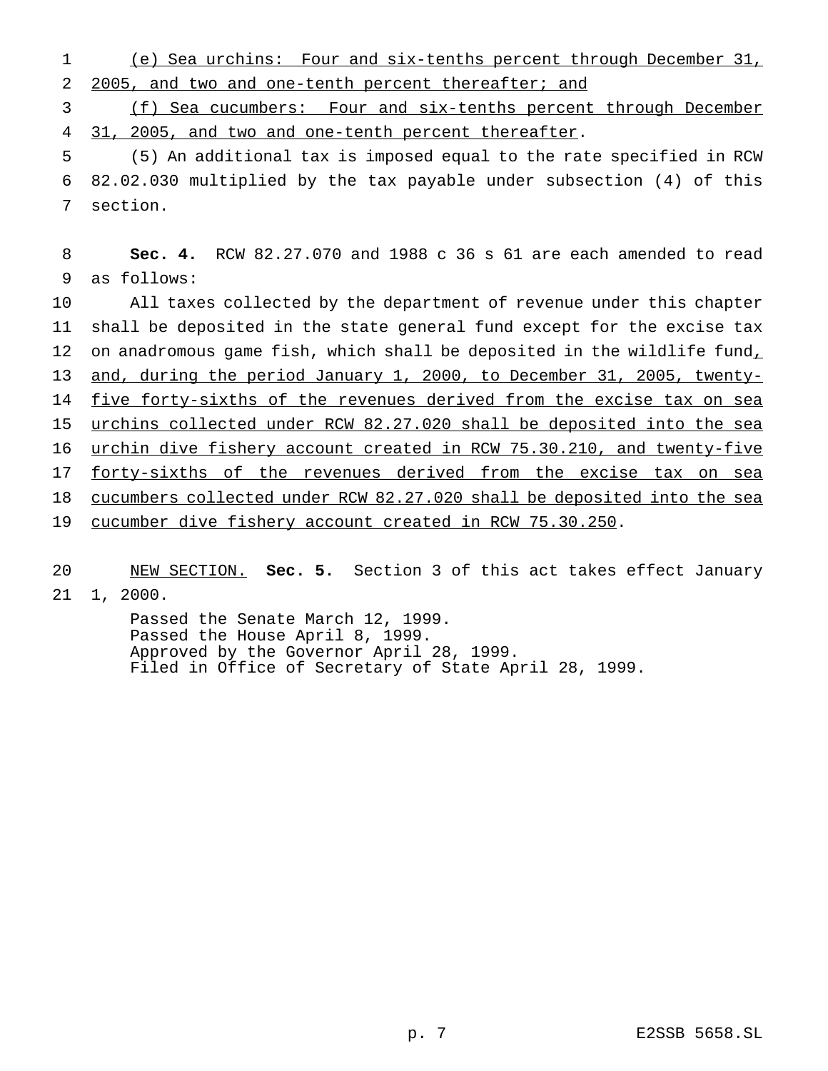(e) Sea urchins: Four and six-tenths percent through December 31, 2005, and two and one-tenth percent thereafter; and

(f) Sea cucumbers: Four and six-tenths percent through December 31, 2005, and two and one-tenth percent thereafter.

(5) An additional tax is imposed equal to the rate specified in RCW 82.02.030 multiplied by the tax payable under subsection (4) of this section.

**Sec. 4.** RCW 82.27.070 and 1988 c 36 s 61 are each amended to read as follows:

All taxes collected by the department of revenue under this chapter shall be deposited in the state general fund except for the excise tax on anadromous game fish, which shall be deposited in the wildlife fund, and, during the period January 1, 2000, to December 31, 2005, twenty-five forty-sixths of the revenues derived from the excise tax on sea urchins collected under RCW 82.27.020 shall be deposited into the sea urchin dive fishery account created in RCW 75.30.210, and twenty-five forty-sixths of the revenues derived from the excise tax on sea cucumbers collected under RCW 82.27.020 shall be deposited into the sea cucumber dive fishery account created in RCW 75.30.250.

NEW SECTION. **Sec. 5.** Section 3 of this act takes effect January 1, 2000.

Passed the Senate March 12, 1999.
Passed the House April 8, 1999.
Approved by the Governor April 28, 1999.
Filed in Office of Secretary of State April 28, 1999.